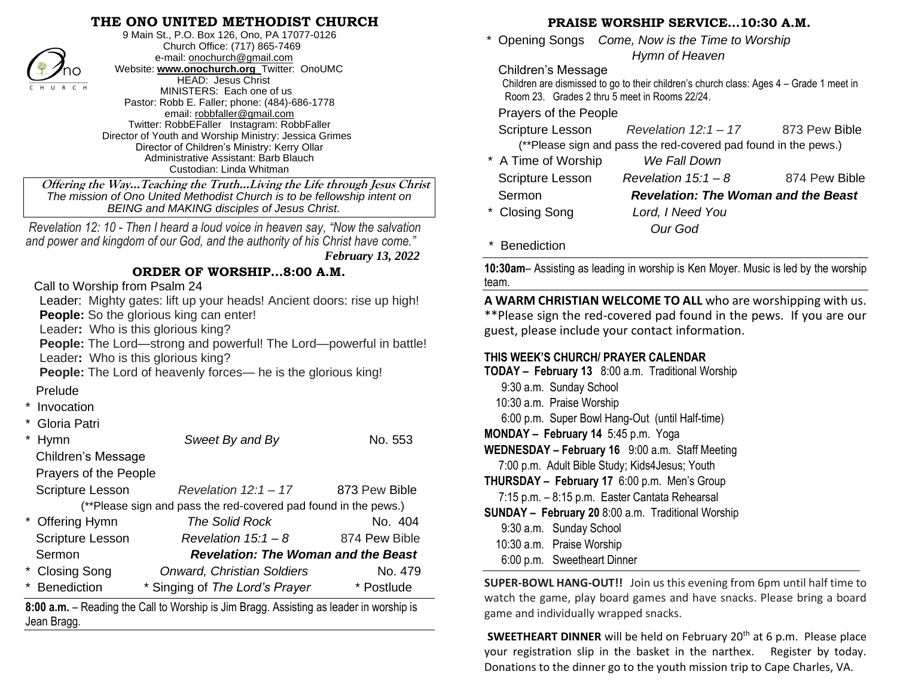# THE ONO UNITED METHODIST CHURCH

9 Main St., P.O. Box 126, Ono, PA 17077-0126
Church Office: (717) 865-7469
e-mail: onochurch@gmail.com
Website: **www.onochurch.org** Twitter: OnoUMC
HEAD: Jesus Christ
MINISTERS: Each one of us
Pastor: Robb E. Faller; phone: (484)-686-1778
email: robbfaller@gmail.com
Twitter: RobbEFaller Instagram: RobbFaller
Director of Youth and Worship Ministry: Jessica Grimes
Director of Children's Ministry: Kerry Ollar
Administrative Assistant: Barb Blauch
Custodian: Linda Whitman

**Offering the Way…Teaching the Truth…Living the Life through Jesus Christ**
*The mission of Ono United Methodist Church is to be fellowship intent on BEING and MAKING disciples of Jesus Christ.*

*Revelation 12: 10 - Then I heard a loud voice in heaven say, "Now the salvation and power and kingdom of our God, and the authority of his Christ have come."*

***February 13, 2022***

## ORDER OF WORSHIP…8:00 A.M.

Call to Worship from Psalm 24

Leader: Mighty gates: lift up your heads! Ancient doors: rise up high!
**People:** So the glorious king can enter!
Leader**:** Who is this glorious king?
**People:** The Lord—strong and powerful! The Lord—powerful in battle!
Leader**:** Who is this glorious king?
**People:** The Lord of heavenly forces— he is the glorious king!

Prelude
\* Invocation
\* Gloria Patri
\* Hymn — *Sweet By and By* — No. 553
Children's Message
Prayers of the People
Scripture Lesson — *Revelation 12:1 – 17* — 873 Pew Bible
(**Please sign and pass the red-covered pad found in the pews.)
\* Offering Hymn — *The Solid Rock* — No. 404
Scripture Lesson — *Revelation 15:1 – 8* — 874 Pew Bible
Sermon — ***Revelation: The Woman and the Beast***
\* Closing Song — *Onward, Christian Soldiers* — No. 479
\* Benediction — \* Singing of *The Lord's Prayer* — \* Postlude

**8:00 a.m.** – Reading the Call to Worship is Jim Bragg. Assisting as leader in worship is Jean Bragg.

## PRAISE WORSHIP SERVICE…10:30 A.M.

\* Opening Songs — *Come, Now is the Time to Worship*; *Hymn of Heaven*
Children's Message
Children are dismissed to go to their children's church class: Ages 4 – Grade 1 meet in Room 23. Grades 2 thru 5 meet in Rooms 22/24.
Prayers of the People
Scripture Lesson — *Revelation 12:1 – 17* — 873 Pew Bible
(**Please sign and pass the red-covered pad found in the pews.)
\* A Time of Worship — *We Fall Down*
Scripture Lesson — *Revelation 15:1 – 8* — 874 Pew Bible
Sermon — ***Revelation: The Woman and the Beast***
\* Closing Song — *Lord, I Need You*; *Our God*
\* Benediction

**10:30am**– Assisting as leading in worship is Ken Moyer. Music is led by the worship team.

**A WARM CHRISTIAN WELCOME TO ALL** who are worshipping with us. **Please sign the red-covered pad found in the pews. If you are our guest, please include your contact information.

**THIS WEEK'S CHURCH/ PRAYER CALENDAR**

**TODAY – February 13** 8:00 a.m. Traditional Worship
9:30 a.m. Sunday School
10:30 a.m. Praise Worship
6:00 p.m. Super Bowl Hang-Out (until Half-time)
**MONDAY – February 14** 5:45 p.m. Yoga
**WEDNESDAY – February 16** 9:00 a.m. Staff Meeting
7:00 p.m. Adult Bible Study; Kids4Jesus; Youth
**THURSDAY – February 17** 6:00 p.m. Men's Group
7:15 p.m. – 8:15 p.m. Easter Cantata Rehearsal
**SUNDAY – February 20** 8:00 a.m. Traditional Worship
9:30 a.m. Sunday School
10:30 a.m. Praise Worship
6:00 p.m. Sweetheart Dinner

**SUPER-BOWL HANG-OUT!!** Join us this evening from 6pm until half time to watch the game, play board games and have snacks. Please bring a board game and individually wrapped snacks.

**SWEETHEART DINNER** will be held on February 20th at 6 p.m. Please place your registration slip in the basket in the narthex. Register by today. Donations to the dinner go to the youth mission trip to Cape Charles, VA.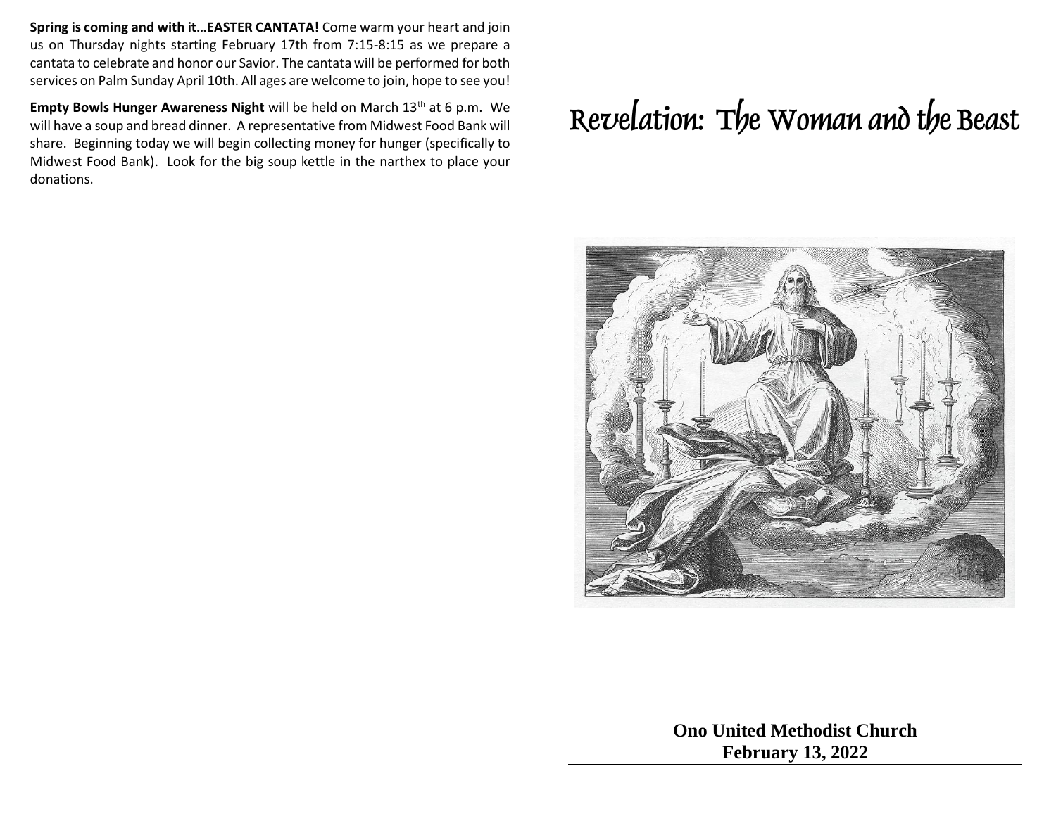**Spring is coming and with it…EASTER CANTATA!** Come warm your heart and join us on Thursday nights starting February 17th from 7:15-8:15 as we prepare a cantata to celebrate and honor our Savior. The cantata will be performed for both services on Palm Sunday April 10th. All ages are welcome to join, hope to see you!

**Empty Bowls Hunger Awareness Night** will be held on March 13th at 6 p.m. We will have a soup and bread dinner. A representative from Midwest Food Bank will share. Beginning today we will begin collecting money for hunger (specifically to Midwest Food Bank). Look for the big soup kettle in the narthex to place your donations.

# Revelation: The Woman and the Beast

**Ono United Methodist Church**
**February 13, 2022**